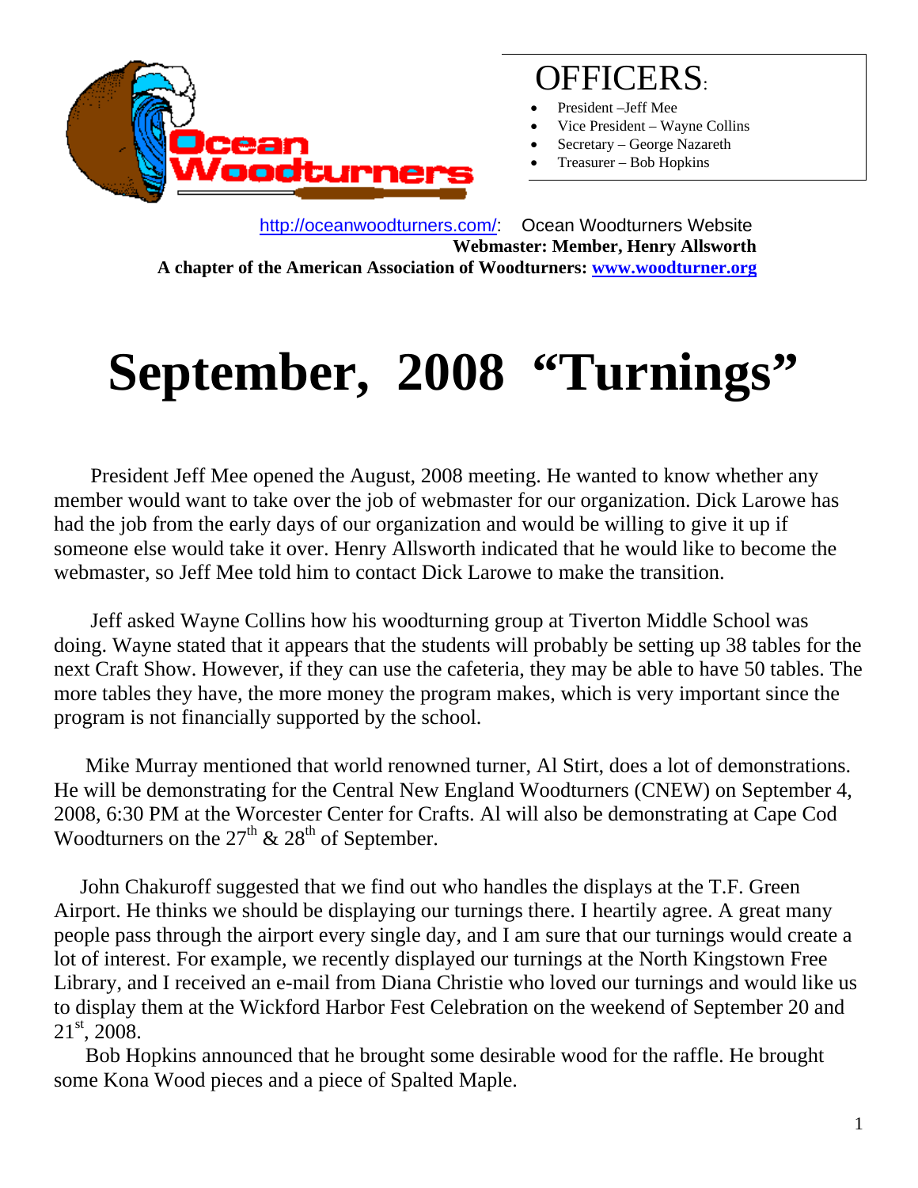Ocean Woodturners

## OFFICERS:

- President –Jeff Mee
- Vice President – Wayne Collins
- Secretary – George Nazareth
- Treasurer – Bob Hopkins

http://oceanwoodturners.com/: Ocean Woodturners Website
**Webmaster: Member, Henry Allsworth**
**A chapter of the American Association of Woodturners: www.woodturner.org**

# September, 2008 "Turnings"

President Jeff Mee opened the August, 2008 meeting. He wanted to know whether any member would want to take over the job of webmaster for our organization. Dick Larowe has had the job from the early days of our organization and would be willing to give it up if someone else would take it over. Henry Allsworth indicated that he would like to become the webmaster, so Jeff Mee told him to contact Dick Larowe to make the transition.

Jeff asked Wayne Collins how his woodturning group at Tiverton Middle School was doing. Wayne stated that it appears that the students will probably be setting up 38 tables for the next Craft Show. However, if they can use the cafeteria, they may be able to have 50 tables. The more tables they have, the more money the program makes, which is very important since the program is not financially supported by the school.

Mike Murray mentioned that world renowned turner, Al Stirt, does a lot of demonstrations. He will be demonstrating for the Central New England Woodturners (CNEW) on September 4, 2008, 6:30 PM at the Worcester Center for Crafts. Al will also be demonstrating at Cape Cod Woodturners on the 27th & 28th of September.

John Chakuroff suggested that we find out who handles the displays at the T.F. Green Airport. He thinks we should be displaying our turnings there. I heartily agree. A great many people pass through the airport every single day, and I am sure that our turnings would create a lot of interest. For example, we recently displayed our turnings at the North Kingstown Free Library, and I received an e-mail from Diana Christie who loved our turnings and would like us to display them at the Wickford Harbor Fest Celebration on the weekend of September 20 and 21st, 2008.

Bob Hopkins announced that he brought some desirable wood for the raffle. He brought some Kona Wood pieces and a piece of Spalted Maple.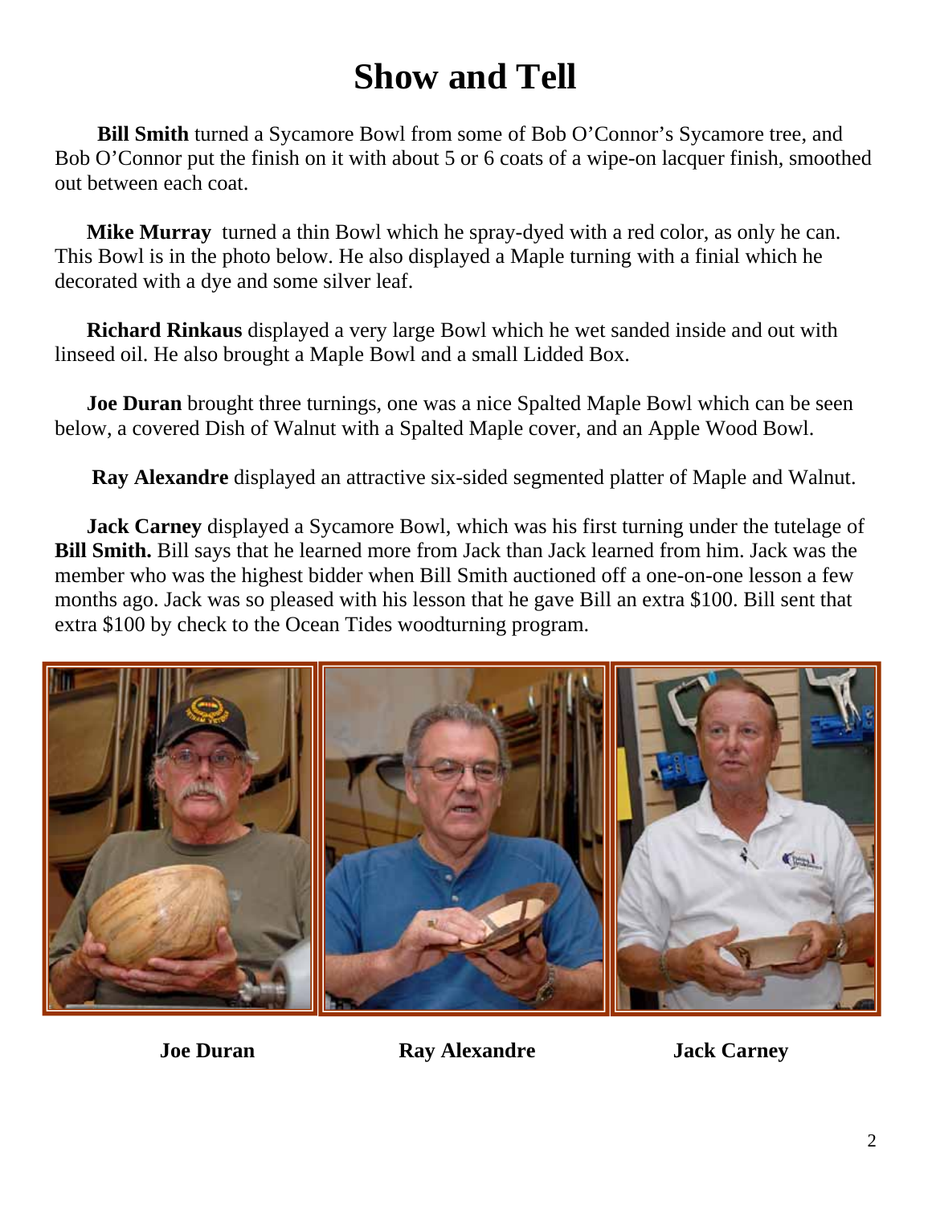# Show and Tell

**Bill Smith** turned a Sycamore Bowl from some of Bob O'Connor's Sycamore tree, and Bob O'Connor put the finish on it with about 5 or 6 coats of a wipe-on lacquer finish, smoothed out between each coat.

**Mike Murray** turned a thin Bowl which he spray-dyed with a red color, as only he can. This Bowl is in the photo below. He also displayed a Maple turning with a finial which he decorated with a dye and some silver leaf.

**Richard Rinkaus** displayed a very large Bowl which he wet sanded inside and out with linseed oil. He also brought a Maple Bowl and a small Lidded Box.

**Joe Duran** brought three turnings, one was a nice Spalted Maple Bowl which can be seen below, a covered Dish of Walnut with a Spalted Maple cover, and an Apple Wood Bowl.

**Ray Alexandre** displayed an attractive six-sided segmented platter of Maple and Walnut.

**Jack Carney** displayed a Sycamore Bowl, which was his first turning under the tutelage of **Bill Smith.** Bill says that he learned more from Jack than Jack learned from him. Jack was the member who was the highest bidder when Bill Smith auctioned off a one-on-one lesson a few months ago. Jack was so pleased with his lesson that he gave Bill an extra $100. Bill sent that extra $100 by check to the Ocean Tides woodturning program.

**Joe Duran** **Ray Alexandre** **Jack Carney**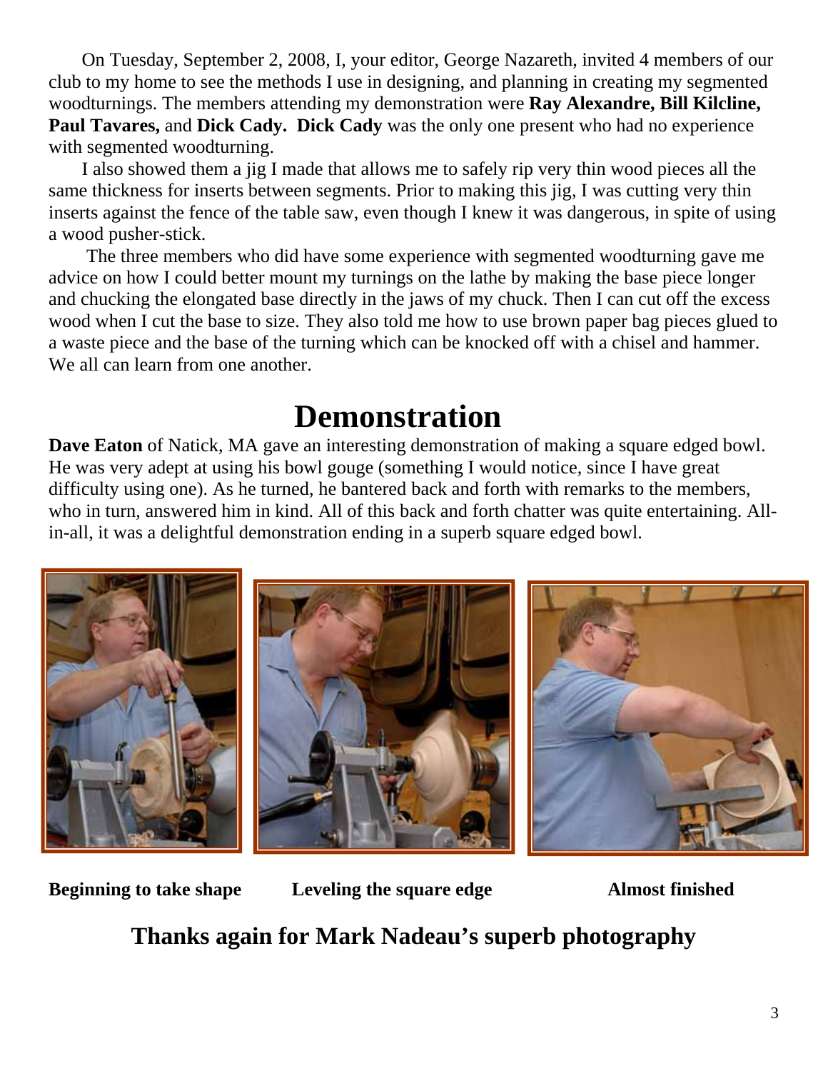On Tuesday, September 2, 2008, I, your editor, George Nazareth, invited 4 members of our club to my home to see the methods I use in designing, and planning in creating my segmented woodturnings. The members attending my demonstration were **Ray Alexandre, Bill Kilcline, Paul Tavares,** and **Dick Cady. Dick Cady** was the only one present who had no experience with segmented woodturning.

I also showed them a jig I made that allows me to safely rip very thin wood pieces all the same thickness for inserts between segments. Prior to making this jig, I was cutting very thin inserts against the fence of the table saw, even though I knew it was dangerous, in spite of using a wood pusher-stick.

The three members who did have some experience with segmented woodturning gave me advice on how I could better mount my turnings on the lathe by making the base piece longer and chucking the elongated base directly in the jaws of my chuck. Then I can cut off the excess wood when I cut the base to size. They also told me how to use brown paper bag pieces glued to a waste piece and the base of the turning which can be knocked off with a chisel and hammer. We all can learn from one another.

# Demonstration

**Dave Eaton** of Natick, MA gave an interesting demonstration of making a square edged bowl. He was very adept at using his bowl gouge (something I would notice, since I have great difficulty using one). As he turned, he bantered back and forth with remarks to the members, who in turn, answered him in kind. All of this back and forth chatter was quite entertaining. All-in-all, it was a delightful demonstration ending in a superb square edged bowl.

**Beginning to take shape** **Leveling the square edge** **Almost finished**

## Thanks again for Mark Nadeau's superb photography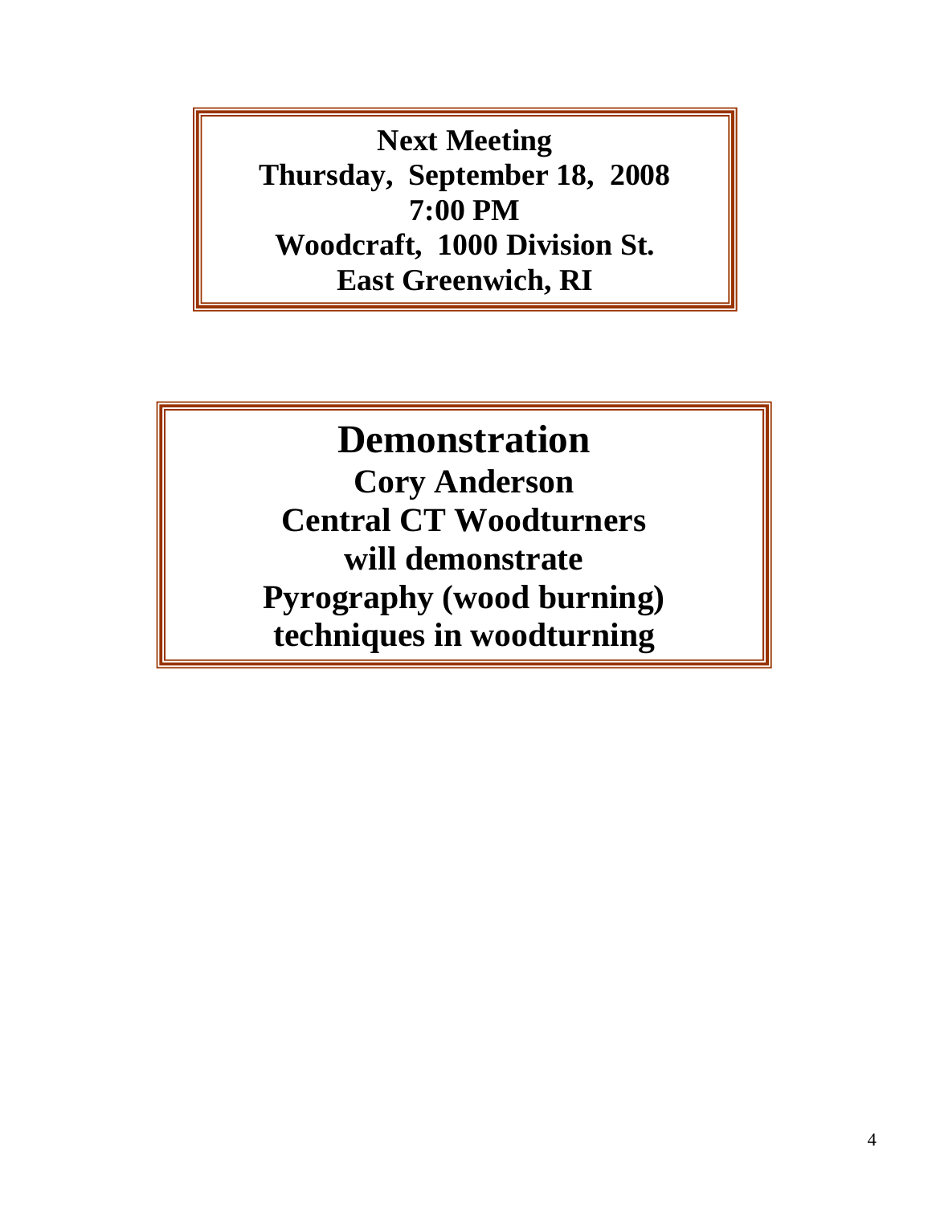**Next Meeting**
**Thursday, September 18, 2008**
**7:00 PM**
**Woodcraft, 1000 Division St.**
**East Greenwich, RI**

# Demonstration

**Cory Anderson**
**Central CT Woodturners**
**will demonstrate**
**Pyrography (wood burning)**
**techniques in woodturning**